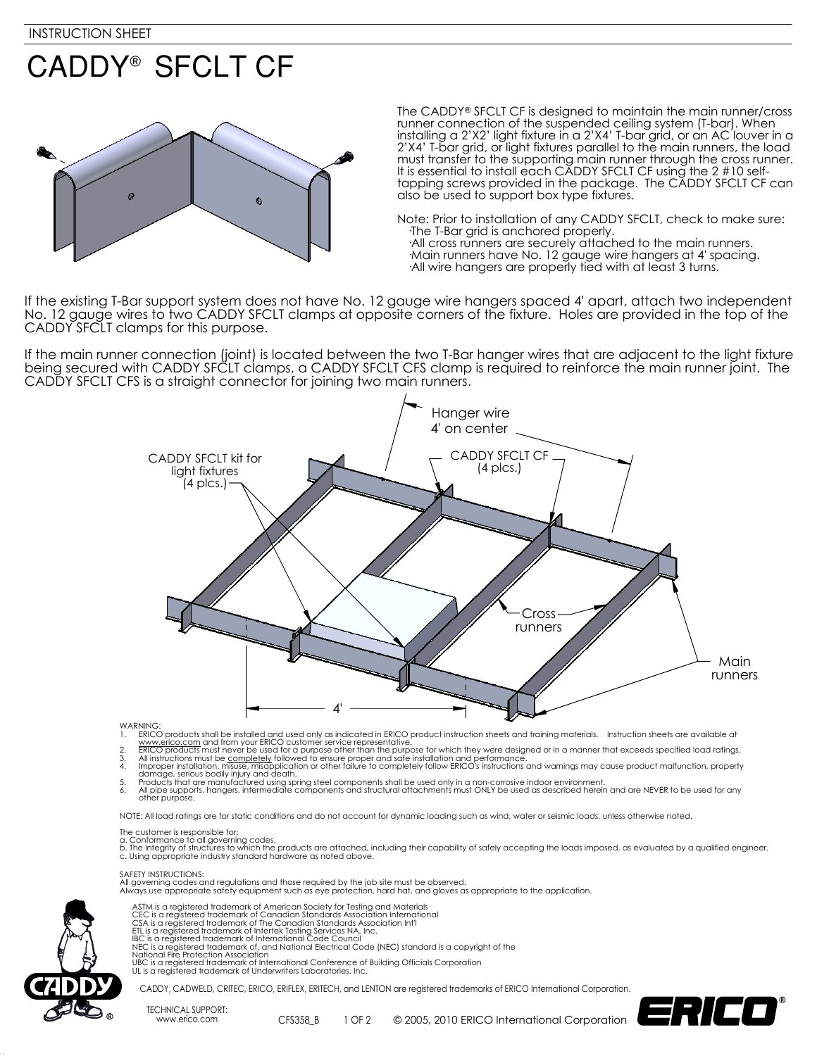INSTRUCTION SHEET

# CADDY® SFCLT CF

The CADDY® SFCLT CF is designed to maintain the main runner/cross runner connection of the suspended ceiling system (T-bar). When installing a 2'X2' light fixture in a 2'X4' T-bar grid, or an AC louver in a 2'X4' T-bar grid, or light fixtures parallel to the main runners, the load must transfer to the supporting main runner through the cross runner. It is essential to install each CADDY SFCLT CF using the 2 #10 self-tapping screws provided in the package. The CADDY SFCLT CF can also be used to support box type fixtures.

Note: Prior to installation of any CADDY SFCLT, check to make sure:
- The T-Bar grid is anchored properly.
- All cross runners are securely attached to the main runners.
- Main runners have No. 12 gauge wire hangers at 4' spacing.
- All wire hangers are properly tied with at least 3 turns.

If the existing T-Bar support system does not have No. 12 gauge wire hangers spaced 4' apart, attach two independent No. 12 gauge wires to two CADDY SFCLT clamps at opposite corners of the fixture. Holes are provided in the top of the CADDY SFCLT clamps for this purpose.

If the main runner connection (joint) is located between the two T-Bar hanger wires that are adjacent to the light fixture being secured with CADDY SFCLT clamps, a CADDY SFCLT CFS clamp is required to reinforce the main runner joint. The CADDY SFCLT CFS is a straight connector for joining two main runners.

Hanger wire 4' on center

CADDY SFCLT kit for light fixtures (4 plcs.)

CADDY SFCLT CF (4 plcs.)

Cross runners

Main runners

4'

WARNING:
1. ERICO products shall be installed and used only as indicated in ERICO product instruction sheets and training materials. Instruction sheets are available at www.erico.com and from your ERICO customer service representative.
2. ERICO products must never be used for a purpose other than the purpose for which they were designed or in a manner that exceeds specified load ratings.
3. All instructions must be completely followed to ensure proper and safe installation and performance.
4. Improper installation, misuse, misapplication or other failure to completely follow ERICO's instructions and warnings may cause product malfunction, property damage, serious bodily injury and death.
5. Products that are manufactured using spring steel components shall be used only in a non-corrosive indoor environment.
6. All pipe supports, hangers, intermediate components and structural attachments must ONLY be used as described herein and are NEVER to be used for any other purpose.

NOTE: All load ratings are for static conditions and do not account for dynamic loading such as wind, water or seismic loads, unless otherwise noted.

The customer is responsible for:
a. Conformance to all governing codes.
b. The integrity of structures to which the products are attached, including their capability of safely accepting the loads imposed, as evaluated by a qualified engineer.
c. Using appropriate industry standard hardware as noted above.

SAFETY INSTRUCTIONS:
All governing codes and regulations and those required by the job site must be observed.
Always use appropriate safety equipment such as eye protection, hard hat, and gloves as appropriate to the application.

ASTM is a registered trademark of American Society for Testing and Materials
CEC is a registered trademark of Canadian Standards Association International
CSA is a registered trademark of The Canadian Standards Association Int'l
ETL is a registered trademark of Intertek Testing Services NA, Inc.
IBC is a registered trademark of International Code Council
NEC is a registered trademark of, and National Electrical Code (NEC) standard is a copyright of the National Fire Protection Association
UBC is a registered trademark of International Conference of Building Officials Corporation
UL is a registered trademark of Underwriters Laboratories, Inc.

CADDY, CADWELD, CRITEC, ERICO, ERIFLEX, ERITECH, and LENTON are registered trademarks of ERICO International Corporation.

TECHNICAL SUPPORT:
www.erico.com

CFS358_B © 2005, 2010 ERICO International Corporation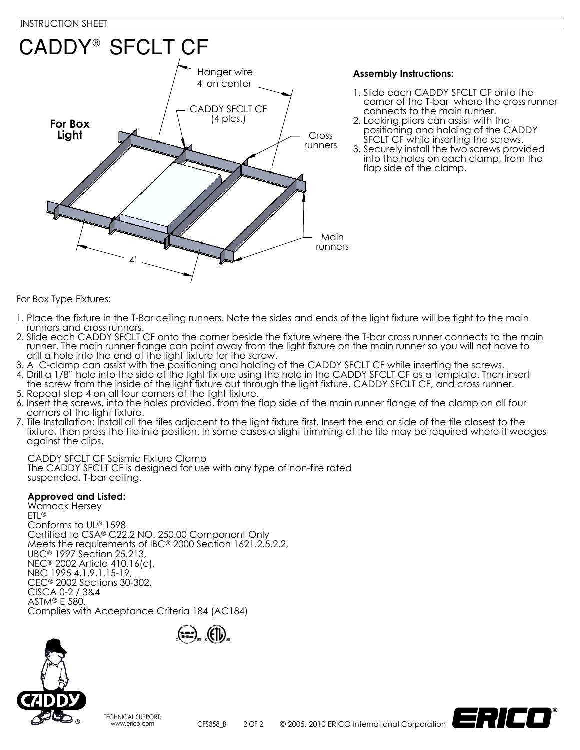INSTRUCTION SHEET

# CADDY® SFCLT CF

**For Box Light**

Hanger wire
4' on center

CADDY SFCLT CF
(4 plcs.)

Cross runners

Main runners

4'

**Assembly Instructions:**

1. Slide each CADDY SFCLT CF onto the corner of the T-bar where the cross runner connects to the main runner.
2. Locking pliers can assist with the positioning and holding of the CADDY SFCLT CF while inserting the screws.
3. Securely install the two screws provided into the holes on each clamp, from the flap side of the clamp.

For Box Type Fixtures:

1. Place the fixture in the T-Bar ceiling runners. Note the sides and ends of the light fixture will be tight to the main runners and cross runners.
2. Slide each CADDY SFCLT CF onto the corner beside the fixture where the T-bar cross runner connects to the main runner. The main runner flange can point away from the light fixture on the main runner so you will not have to drill a hole into the end of the light fixture for the screw.
3. A C-clamp can assist with the positioning and holding of the CADDY SFCLT CF while inserting the screws.
4. Drill a 1/8" hole into the side of the light fixture using the hole in the CADDY SFCLT CF as a template. Then insert the screw from the inside of the light fixture out through the light fixture, CADDY SFCLT CF, and cross runner.
5. Repeat step 4 on all four corners of the light fixture.
6. Insert the screws, into the holes provided, from the flap side of the main runner flange of the clamp on all four corners of the light fixture.
7. Tile Installation: Install all the tiles adjacent to the light fixture first. Insert the end or side of the tile closest to the fixture, then press the tile into position. In some cases a slight trimming of the tile may be required where it wedges against the clips.

CADDY SFCLT CF Seismic Fixture Clamp
The CADDY SFCLT CF is designed for use with any type of non-fire rated suspended, T-bar ceiling.

**Approved and Listed:**
Warnock Hersey
ETL®
Conforms to UL® 1598
Certified to CSA® C22.2 NO. 250.00 Component Only
Meets the requirements of IBC® 2000 Section 1621.2.5.2.2,
UBC® 1997 Section 25.213,
NEC® 2002 Article 410.16(c),
NBC 1995 4.1.9.1.15-19,
CEC® 2002 Sections 30-302,
CISCA 0-2 / 3&4
ASTM® E 580.
Complies with Acceptance Criteria 184 (AC184)

TECHNICAL SUPPORT:
www.erico.com

CFS358_B © 2005, 2010 ERICO International Corporation